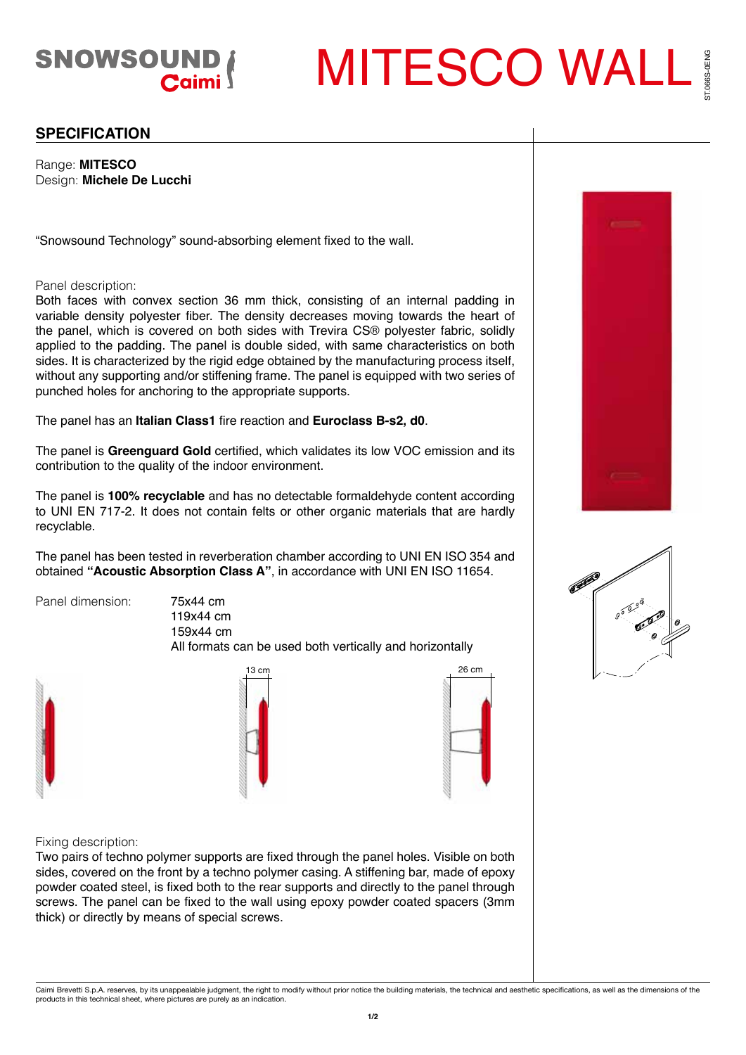# MITESCO WALL

## SPECIFICATION

Range: **MITESCO**
Design: **Michele De Lucchi**

"Snowsound Technology" sound-absorbing element fixed to the wall.

Panel description:
Both faces with convex section 36 mm thick, consisting of an internal padding in variable density polyester fiber. The density decreases moving towards the heart of the panel, which is covered on both sides with Trevira CS® polyester fabric, solidly applied to the padding. The panel is double sided, with same characteristics on both sides. It is characterized by the rigid edge obtained by the manufacturing process itself, without any supporting and/or stiffening frame. The panel is equipped with two series of punched holes for anchoring to the appropriate supports.

The panel has an **Italian Class1** fire reaction and **Euroclass B-s2, d0**.

The panel is **Greenguard Gold** certified, which validates its low VOC emission and its contribution to the quality of the indoor environment.

The panel is **100% recyclable** and has no detectable formaldehyde content according to UNI EN 717-2. It does not contain felts or other organic materials that are hardly recyclable.

The panel has been tested in reverberation chamber according to UNI EN ISO 354 and obtained **"Acoustic Absorption Class A"**, in accordance with UNI EN ISO 11654.

Panel dimension:
75x44 cm
119x44 cm
159x44 cm
All formats can be used both vertically and horizontally

13 cm

26 cm

Fixing description:
Two pairs of techno polymer supports are fixed through the panel holes. Visible on both sides, covered on the front by a techno polymer casing. A stiffening bar, made of epoxy powder coated steel, is fixed both to the rear supports and directly to the panel through screws. The panel can be fixed to the wall using epoxy powder coated spacers (3mm thick) or directly by means of special screws.

Caimi Brevetti S.p.A. reserves, by its unappealable judgment, the right to modify without prior notice the building materials, the technical and aesthetic specifications, as well as the dimensions of the products in this technical sheet, where pictures are purely as an indication.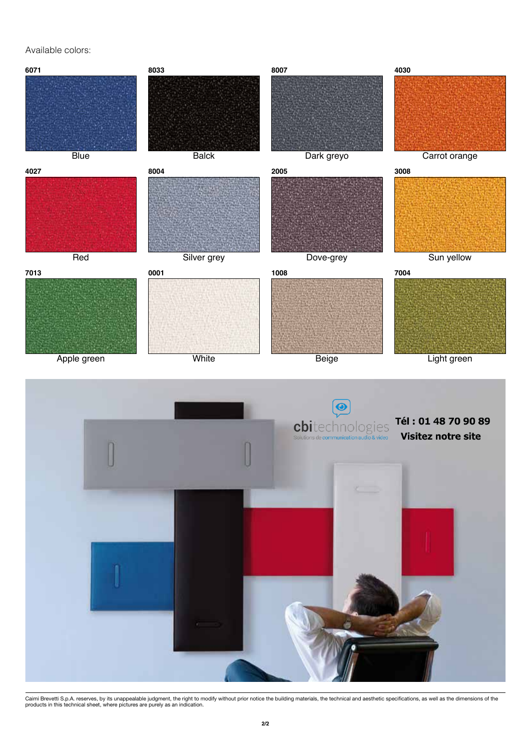Available colors:

| | | | |
|---|---|---|---|
| 6071 | 8033 | 8007 | 4030 |
| Blue | Balck | Dark greyo | Carrot orange |
| 4027 | 8004 | 2005 | 3008 |
| Red | Silver grey | Dove-grey | Sun yellow |
| 7013 | 0001 | 1008 | 7004 |
| Apple green | White | Beige | Light green |

cbitechnologies
Solutions de communication audio & vidéo

**Tél : 01 48 70 90 89**

**Visitez notre site**

Caimi Brevetti S.p.A. reserves, by its unappealable judgment, the right to modify without prior notice the building materials, the technical and aesthetic specifications, as well as the dimensions of the products in this technical sheet, where pictures are purely as an indication.